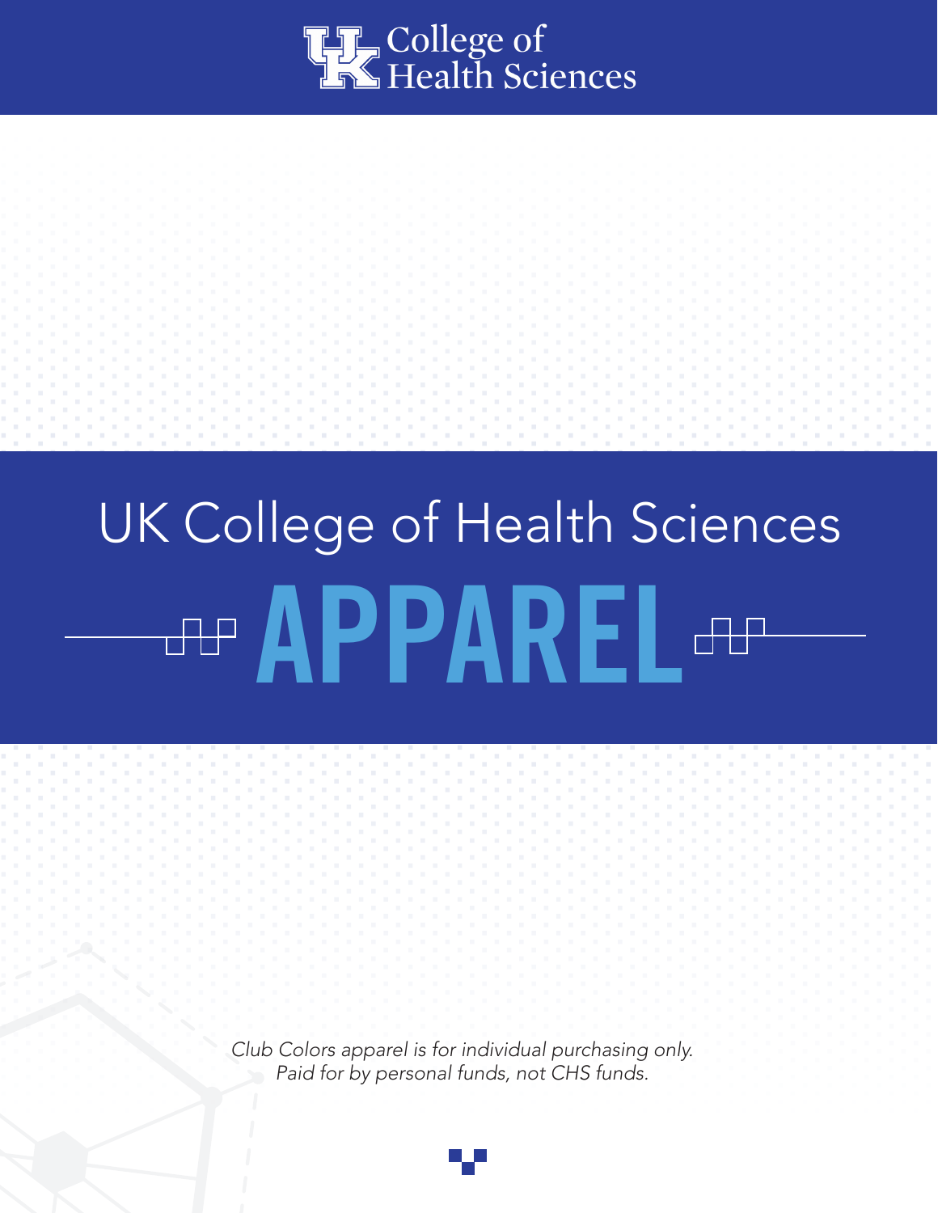UK College of Health Sciences

# UK College of Health Sciences APPAREL

*Club Colors apparel is for individual purchasing only. Paid for by personal funds, not CHS funds.*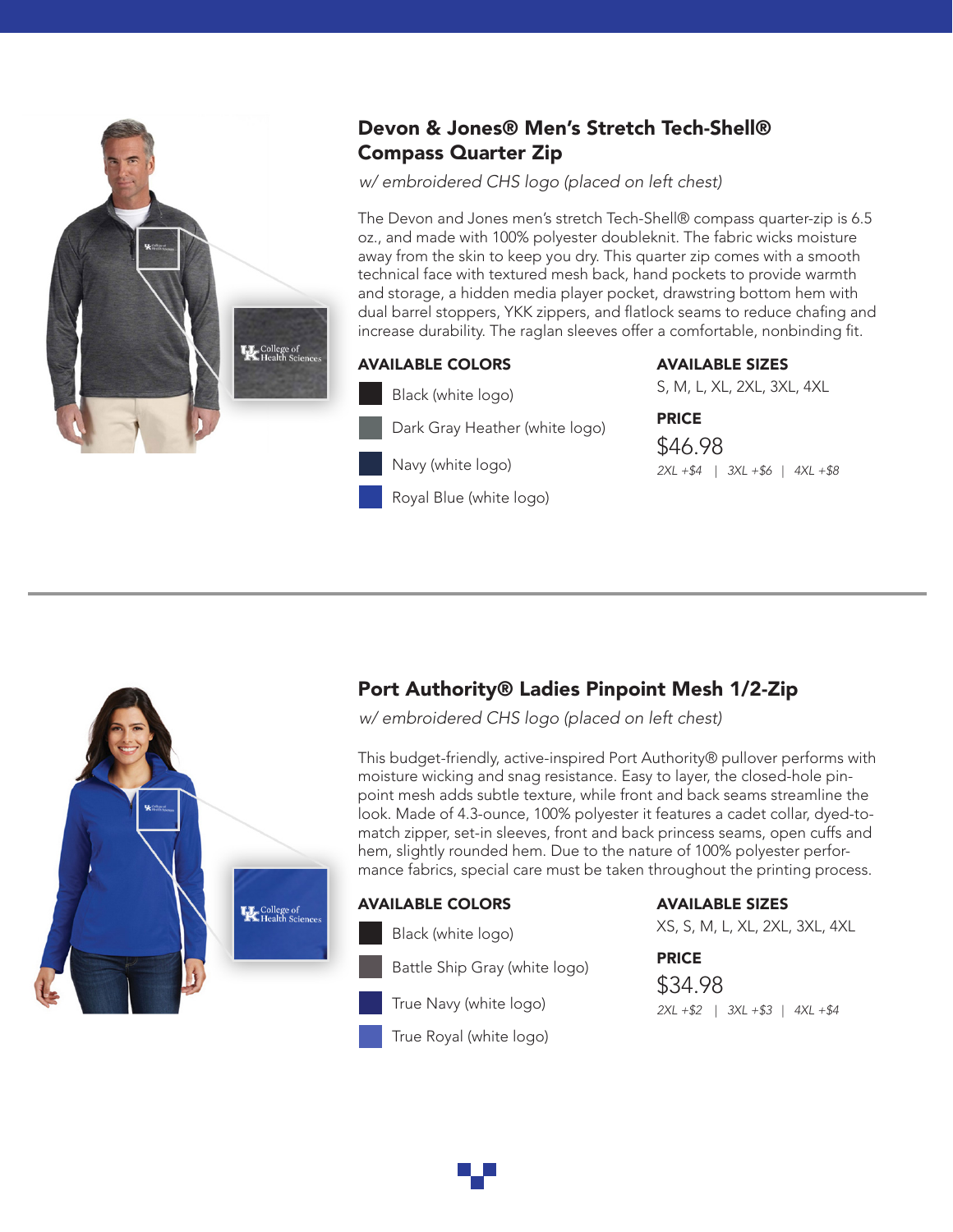## Devon & Jones® Men's Stretch Tech-Shell® Compass Quarter Zip

*w/ embroidered CHS logo (placed on left chest)*

The Devon and Jones men's stretch Tech-Shell® compass quarter-zip is 6.5 oz., and made with 100% polyester doubleknit. The fabric wicks moisture away from the skin to keep you dry. This quarter zip comes with a smooth technical face with textured mesh back, hand pockets to provide warmth and storage, a hidden media player pocket, drawstring bottom hem with dual barrel stoppers, YKK zippers, and flatlock seams to reduce chafing and increase durability. The raglan sleeves offer a comfortable, nonbinding fit.

**AVAILABLE COLORS**

- Black (white logo)
- Dark Gray Heather (white logo)
- Navy (white logo)
- Royal Blue (white logo)

**AVAILABLE SIZES**

S, M, L, XL, 2XL, 3XL, 4XL

**PRICE**

$46.98

*2XL +$4 | 3XL +$6 | 4XL +$8*

---

## Port Authority® Ladies Pinpoint Mesh 1/2-Zip

*w/ embroidered CHS logo (placed on left chest)*

This budget-friendly, active-inspired Port Authority® pullover performs with moisture wicking and snag resistance. Easy to layer, the closed-hole pin-point mesh adds subtle texture, while front and back seams streamline the look. Made of 4.3-ounce, 100% polyester it features a cadet collar, dyed-to-match zipper, set-in sleeves, front and back princess seams, open cuffs and hem, slightly rounded hem. Due to the nature of 100% polyester performance fabrics, special care must be taken throughout the printing process.

**AVAILABLE COLORS**

- Black (white logo)
- Battle Ship Gray (white logo)
- True Navy (white logo)
- True Royal (white logo)

**AVAILABLE SIZES**

XS, S, M, L, XL, 2XL, 3XL, 4XL

**PRICE**

$34.98

*2XL +$2 | 3XL +$3 | 4XL +$4*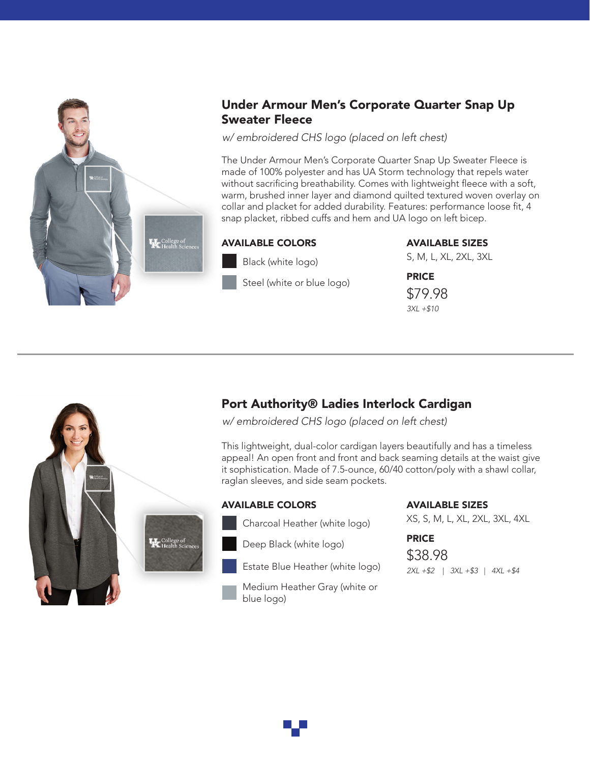## Under Armour Men's Corporate Quarter Snap Up Sweater Fleece

*w/ embroidered CHS logo (placed on left chest)*

The Under Armour Men's Corporate Quarter Snap Up Sweater Fleece is made of 100% polyester and has UA Storm technology that repels water without sacrificing breathability. Comes with lightweight fleece with a soft, warm, brushed inner layer and diamond quilted textured woven overlay on collar and placket for added durability. Features: performance loose fit, 4 snap placket, ribbed cuffs and hem and UA logo on left bicep.

**AVAILABLE COLORS**

- Black (white logo)
- Steel (white or blue logo)

**AVAILABLE SIZES**

S, M, L, XL, 2XL, 3XL

**PRICE**

$79.98

*3XL +$10*

---

## Port Authority® Ladies Interlock Cardigan

*w/ embroidered CHS logo (placed on left chest)*

This lightweight, dual-color cardigan layers beautifully and has a timeless appeal! An open front and front and back seaming details at the waist give it sophistication. Made of 7.5-ounce, 60/40 cotton/poly with a shawl collar, raglan sleeves, and side seam pockets.

**AVAILABLE COLORS**

- Charcoal Heather (white logo)
- Deep Black (white logo)
- Estate Blue Heather (white logo)
- Medium Heather Gray (white or blue logo)

**AVAILABLE SIZES**

XS, S, M, L, XL, 2XL, 3XL, 4XL

**PRICE**

$38.98

*2XL +$2 | 3XL +$3 | 4XL +$4*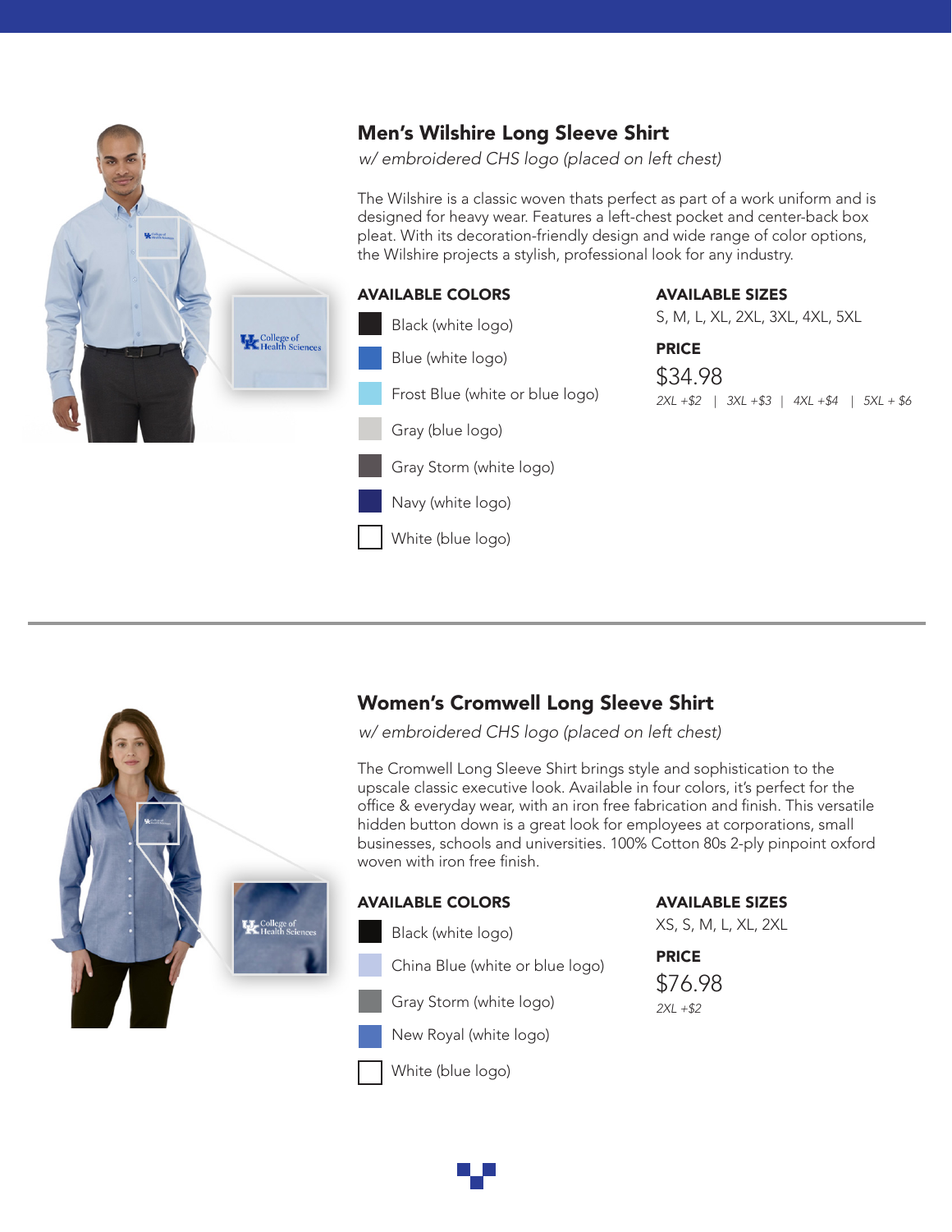## Men's Wilshire Long Sleeve Shirt

*w/ embroidered CHS logo (placed on left chest)*

The Wilshire is a classic woven thats perfect as part of a work uniform and is designed for heavy wear. Features a left-chest pocket and center-back box pleat. With its decoration-friendly design and wide range of color options, the Wilshire projects a stylish, professional look for any industry.

**AVAILABLE COLORS**

- Black (white logo)
- Blue (white logo)
- Frost Blue (white or blue logo)
- Gray (blue logo)
- Gray Storm (white logo)
- Navy (white logo)
- White (blue logo)

**AVAILABLE SIZES**

S, M, L, XL, 2XL, 3XL, 4XL, 5XL

**PRICE**

$34.98

*2XL +$2 | 3XL +$3 | 4XL +$4 | 5XL + $6*

---

## Women's Cromwell Long Sleeve Shirt

*w/ embroidered CHS logo (placed on left chest)*

The Cromwell Long Sleeve Shirt brings style and sophistication to the upscale classic executive look. Available in four colors, it's perfect for the office & everyday wear, with an iron free fabrication and finish. This versatile hidden button down is a great look for employees at corporations, small businesses, schools and universities. 100% Cotton 80s 2-ply pinpoint oxford woven with iron free finish.

**AVAILABLE COLORS**

- Black (white logo)
- China Blue (white or blue logo)
- Gray Storm (white logo)
- New Royal (white logo)
- White (blue logo)

**AVAILABLE SIZES**

XS, S, M, L, XL, 2XL

**PRICE**

$76.98

*2XL +$2*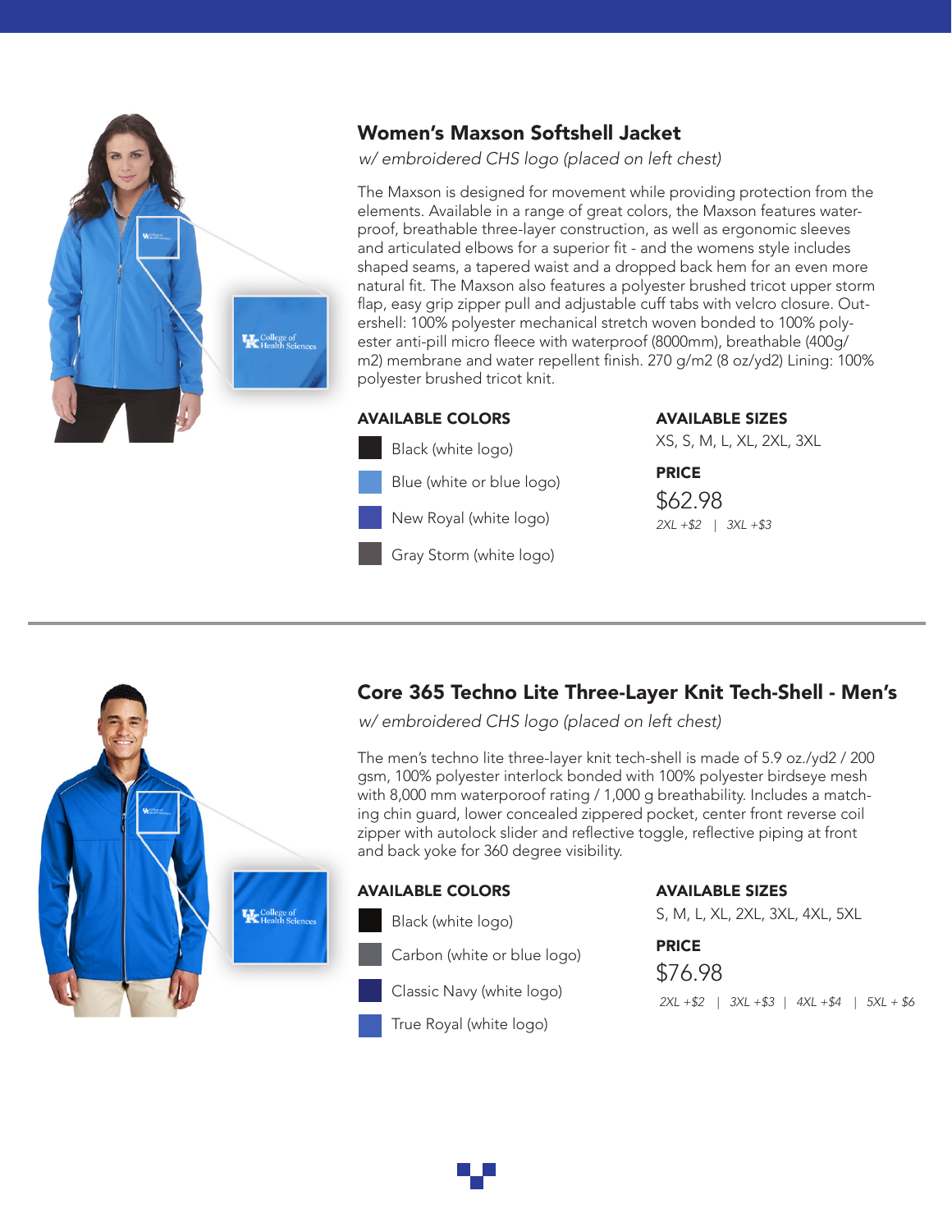## Women's Maxson Softshell Jacket

*w/ embroidered CHS logo (placed on left chest)*

The Maxson is designed for movement while providing protection from the elements. Available in a range of great colors, the Maxson features waterproof, breathable three-layer construction, as well as ergonomic sleeves and articulated elbows for a superior fit - and the womens style includes shaped seams, a tapered waist and a dropped back hem for an even more natural fit. The Maxson also features a polyester brushed tricot upper storm flap, easy grip zipper pull and adjustable cuff tabs with velcro closure. Outershell: 100% polyester mechanical stretch woven bonded to 100% polyester anti-pill micro fleece with waterproof (8000mm), breathable (400g/m2) membrane and water repellent finish. 270 g/m2 (8 oz/yd2) Lining: 100% polyester brushed tricot knit.

**AVAILABLE COLORS**

- Black (white logo)
- Blue (white or blue logo)
- New Royal (white logo)
- Gray Storm (white logo)

**AVAILABLE SIZES**

XS, S, M, L, XL, 2XL, 3XL

**PRICE**

$62.98

*2XL +$2 | 3XL +$3*

---

## Core 365 Techno Lite Three-Layer Knit Tech-Shell - Men's

*w/ embroidered CHS logo (placed on left chest)*

The men's techno lite three-layer knit tech-shell is made of 5.9 oz./yd2 / 200 gsm, 100% polyester interlock bonded with 100% polyester birdseye mesh with 8,000 mm waterporoof rating / 1,000 g breathability. Includes a matching chin guard, lower concealed zippered pocket, center front reverse coil zipper with autolock slider and reflective toggle, reflective piping at front and back yoke for 360 degree visibility.

**AVAILABLE COLORS**

- Black (white logo)
- Carbon (white or blue logo)
- Classic Navy (white logo)
- True Royal (white logo)

**AVAILABLE SIZES**

S, M, L, XL, 2XL, 3XL, 4XL, 5XL

**PRICE**

$76.98

*2XL +$2 | 3XL +$3 | 4XL +$4 | 5XL + $6*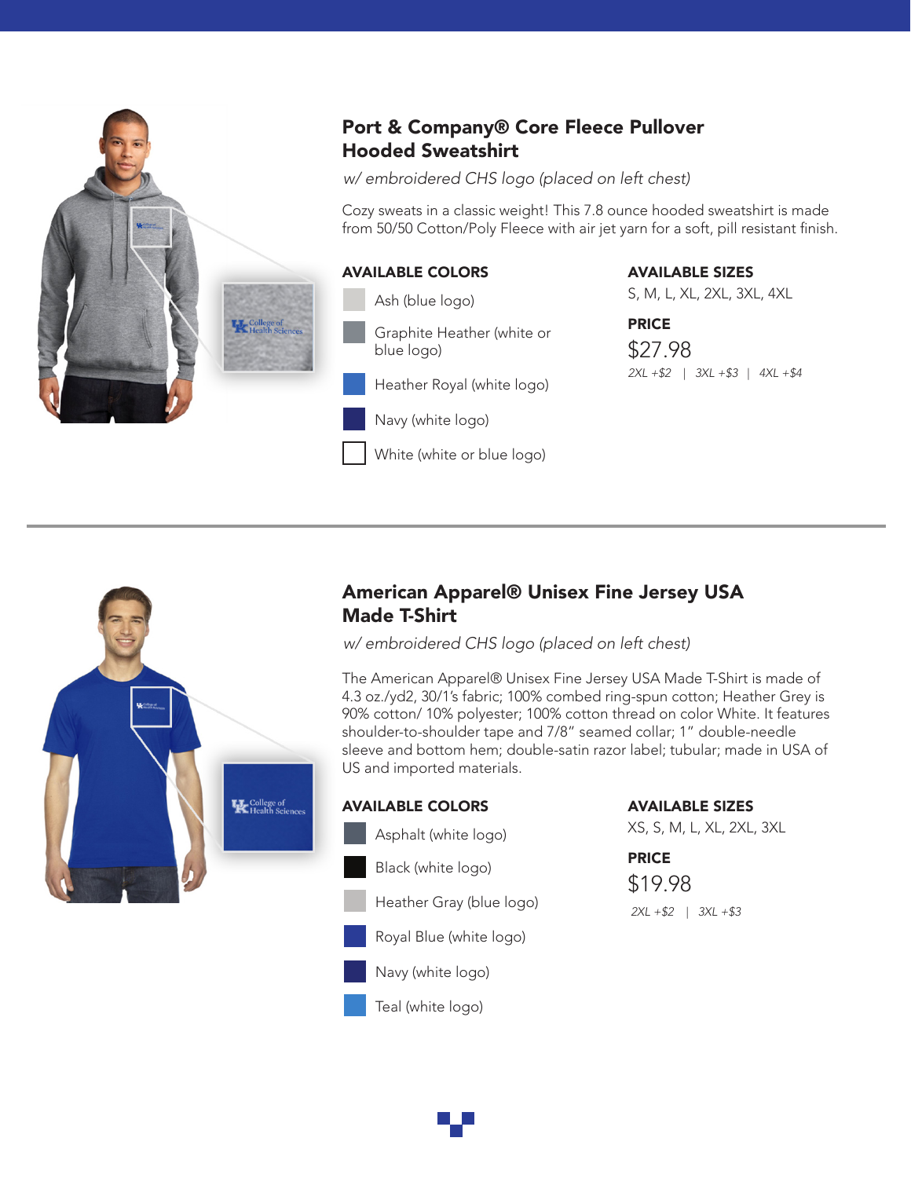## Port & Company® Core Fleece Pullover Hooded Sweatshirt

*w/ embroidered CHS logo (placed on left chest)*

Cozy sweats in a classic weight! This 7.8 ounce hooded sweatshirt is made from 50/50 Cotton/Poly Fleece with air jet yarn for a soft, pill resistant finish.

**AVAILABLE COLORS**

- Ash (blue logo)
- Graphite Heather (white or blue logo)
- Heather Royal (white logo)
- Navy (white logo)
- White (white or blue logo)

**AVAILABLE SIZES**

S, M, L, XL, 2XL, 3XL, 4XL

**PRICE**

$27.98

*2XL +$2 | 3XL +$3 | 4XL +$4*

---

## American Apparel® Unisex Fine Jersey USA Made T-Shirt

*w/ embroidered CHS logo (placed on left chest)*

The American Apparel® Unisex Fine Jersey USA Made T-Shirt is made of 4.3 oz./yd2, 30/1's fabric; 100% combed ring-spun cotton; Heather Grey is 90% cotton/ 10% polyester; 100% cotton thread on color White. It features shoulder-to-shoulder tape and 7/8" seamed collar; 1" double-needle sleeve and bottom hem; double-satin razor label; tubular; made in USA of US and imported materials.

**AVAILABLE COLORS**

- Asphalt (white logo)
- Black (white logo)
- Heather Gray (blue logo)
- Royal Blue (white logo)
- Navy (white logo)
- Teal (white logo)

**AVAILABLE SIZES**

XS, S, M, L, XL, 2XL, 3XL

**PRICE**

$19.98

*2XL +$2 | 3XL +$3*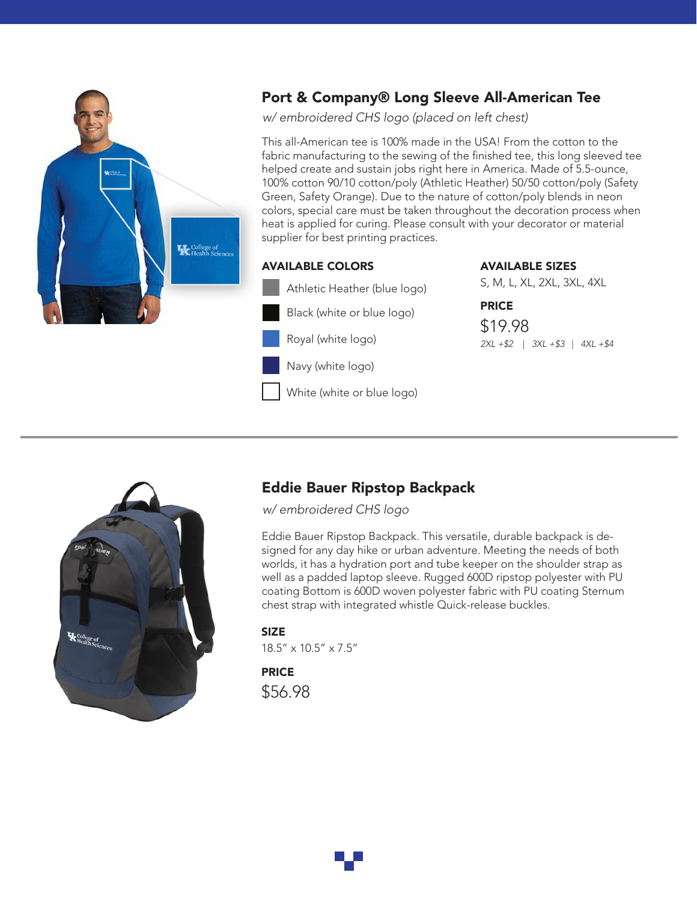## Port & Company® Long Sleeve All-American Tee

*w/ embroidered CHS logo (placed on left chest)*

This all-American tee is 100% made in the USA! From the cotton to the fabric manufacturing to the sewing of the finished tee, this long sleeved tee helped create and sustain jobs right here in America. Made of 5.5-ounce, 100% cotton 90/10 cotton/poly (Athletic Heather) 50/50 cotton/poly (Safety Green, Safety Orange). Due to the nature of cotton/poly blends in neon colors, special care must be taken throughout the decoration process when heat is applied for curing. Please consult with your decorator or material supplier for best printing practices.

**AVAILABLE COLORS**

- Athletic Heather (blue logo)
- Black (white or blue logo)
- Royal (white logo)
- Navy (white logo)
- White (white or blue logo)

**AVAILABLE SIZES**

S, M, L, XL, 2XL, 3XL, 4XL

**PRICE**

$19.98

*2XL +$2 | 3XL +$3 | 4XL +$4*

## Eddie Bauer Ripstop Backpack

*w/ embroidered CHS logo*

Eddie Bauer Ripstop Backpack. This versatile, durable backpack is designed for any day hike or urban adventure. Meeting the needs of both worlds, it has a hydration port and tube keeper on the shoulder strap as well as a padded laptop sleeve. Rugged 600D ripstop polyester with PU coating Bottom is 600D woven polyester fabric with PU coating Sternum chest strap with integrated whistle Quick-release buckles.

**SIZE**

18.5" x 10.5" x 7.5"

**PRICE**

$56.98